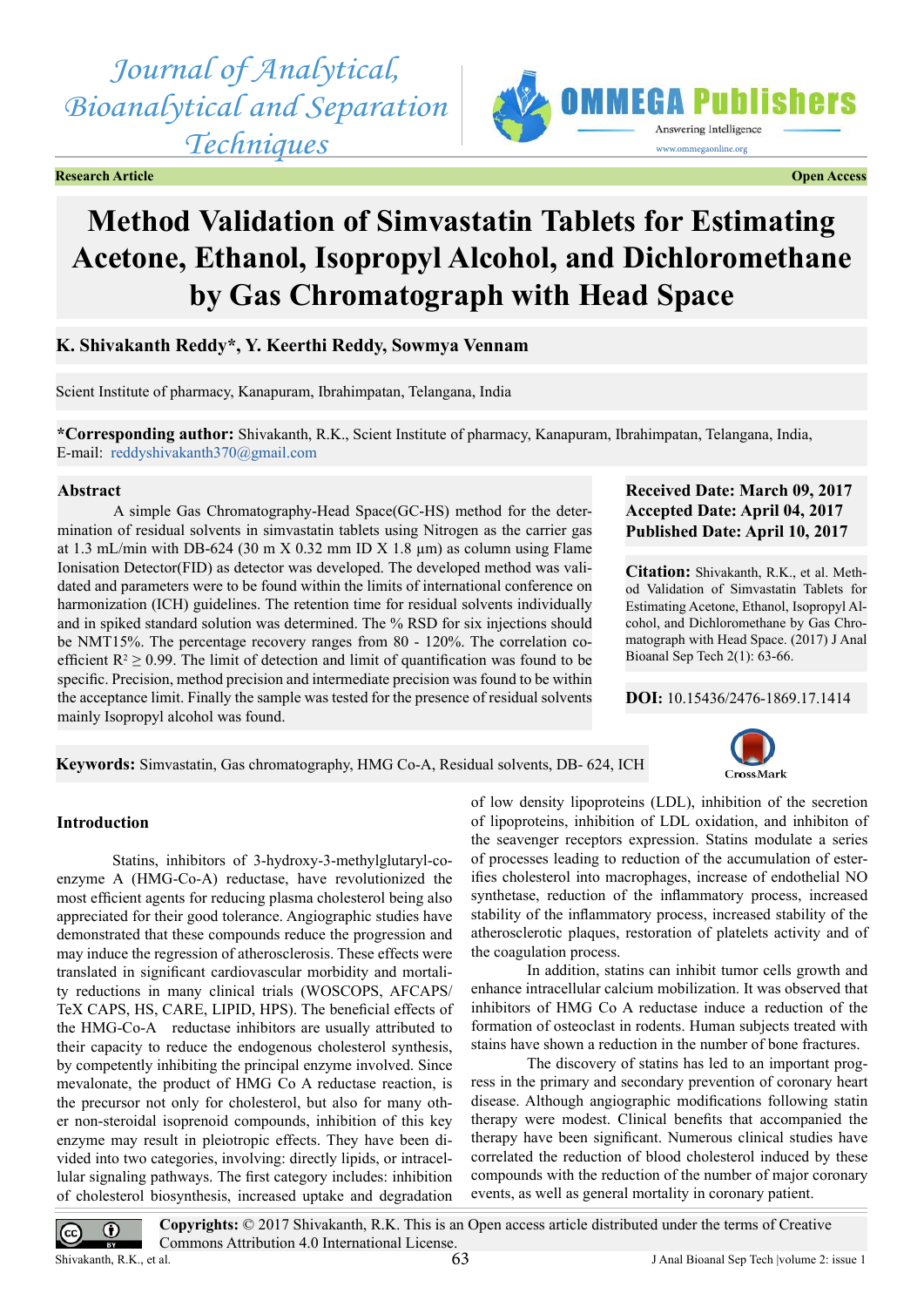Journal of Analytical, Bioanalytical and Separation Techniques

**Research Article** **Open Access**

# Method Validation of Simvastatin Tablets for Estimating Acetone, Ethanol, Isopropyl Alcohol, and Dichloromethane by Gas Chromatograph with Head Space

**K. Shivakanth Reddy*, Y. Keerthi Reddy, Sowmya Vennam**

Scient Institute of pharmacy, Kanapuram, Ibrahimpatan, Telangana, India

***Corresponding author:** Shivakanth, R.K., Scient Institute of pharmacy, Kanapuram, Ibrahimpatan, Telangana, India, E-mail: reddyshivakanth370@gmail.com

**Received Date: March 09, 2017**
**Accepted Date: April 04, 2017**
**Published Date: April 10, 2017**

**Citation:** Shivakanth, R.K., et al. Method Validation of Simvastatin Tablets for Estimating Acetone, Ethanol, Isopropyl Alcohol, and Dichloromethane by Gas Chromatograph with Head Space. (2017) J Anal Bioanal Sep Tech 2(1): 63-66.

**DOI:** 10.15436/2476-1869.17.1414

## Abstract

A simple Gas Chromatography-Head Space(GC-HS) method for the determination of residual solvents in simvastatin tablets using Nitrogen as the carrier gas at 1.3 mL/min with DB-624 (30 m X 0.32 mm ID X 1.8 µm) as column using Flame Ionisation Detector(FID) as detector was developed. The developed method was validated and parameters were to be found within the limits of international conference on harmonization (ICH) guidelines. The retention time for residual solvents individually and in spiked standard solution was determined. The % RSD for six injections should be NMT15%. The percentage recovery ranges from 80 - 120%. The correlation co-efficient $R^2 \geq 0.99$. The limit of detection and limit of quantification was found to be specific. Precision, method precision and intermediate precision was found to be within the acceptance limit. Finally the sample was tested for the presence of residual solvents mainly Isopropyl alcohol was found.

**Keywords:** Simvastatin, Gas chromatography, HMG Co-A, Residual solvents, DB- 624, ICH

## Introduction

Statins, inhibitors of 3-hydroxy-3-methylglutaryl-coenzyme A (HMG-Co-A) reductase, have revolutionized the most efficient agents for reducing plasma cholesterol being also appreciated for their good tolerance. Angiographic studies have demonstrated that these compounds reduce the progression and may induce the regression of atherosclerosis. These effects were translated in significant cardiovascular morbidity and mortality reductions in many clinical trials (WOSCOPS, AFCAPS/TeX CAPS, HS, CARE, LIPID, HPS). The beneficial effects of the HMG-Co-A reductase inhibitors are usually attributed to their capacity to reduce the endogenous cholesterol synthesis, by competently inhibiting the principal enzyme involved. Since mevalonate, the product of HMG Co A reductase reaction, is the precursor not only for cholesterol, but also for many other non-steroidal isoprenoid compounds, inhibition of this key enzyme may result in pleiotropic effects. They have been divided into two categories, involving: directly lipids, or intracellular signaling pathways. The first category includes: inhibition of cholesterol biosynthesis, increased uptake and degradation of low density lipoproteins (LDL), inhibition of the secretion of lipoproteins, inhibition of LDL oxidation, and inhibiton of the seavenger receptors expression. Statins modulate a series of processes leading to reduction of the accumulation of esterifies cholesterol into macrophages, increase of endothelial NO synthetase, reduction of the inflammatory process, increased stability of the inflammatory process, increased stability of the atherosclerotic plaques, restoration of platelets activity and of the coagulation process.

In addition, statins can inhibit tumor cells growth and enhance intracellular calcium mobilization. It was observed that inhibitors of HMG Co A reductase induce a reduction of the formation of osteoclast in rodents. Human subjects treated with stains have shown a reduction in the number of bone fractures.

The discovery of statins has led to an important progress in the primary and secondary prevention of coronary heart disease. Although angiographic modifications following statin therapy were modest. Clinical benefits that accompanied the therapy have been significant. Numerous clinical studies have correlated the reduction of blood cholesterol induced by these compounds with the reduction of the number of major coronary events, as well as general mortality in coronary patient.

**Copyrights:** © 2017 Shivakanth, R.K. This is an Open access article distributed under the terms of Creative Commons Attribution 4.0 International License.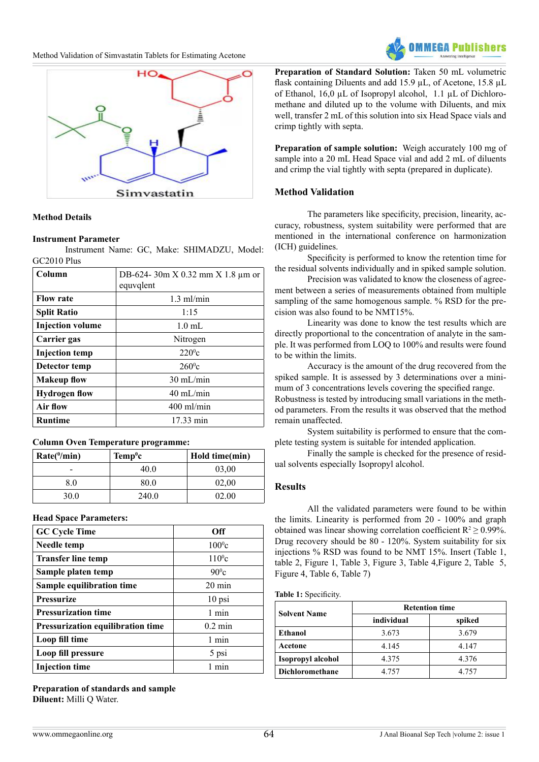Simvastatin

## Method Details

### Instrument Parameter

Instrument Name: GC, Make: SHIMADZU, Model: GC2010 Plus

| Column | DB-624- 30m X 0.32 mm X 1.8 µm or equvqlent |
|---|---|
| Flow rate | 1.3 ml/min |
| Split Ratio | 1:15 |
| Injection volume | 1.0 mL |
| Carrier gas | Nitrogen |
| Injection temp | 220⁰c |
| Detector temp | 260⁰c |
| Makeup flow | 30 mL/min |
| Hydrogen flow | 40 mL/min |
| Air flow | 400 ml/min |
| Runtime | 17.33 min |

**Column Oven Temperature programme:**

| Rate(⁰/min) | Temp⁰c | Hold time(min) |
|---|---|---|
| - | 40.0 | 03,00 |
| 8.0 | 80.0 | 02,00 |
| 30.0 | 240.0 | 02.00 |

**Head Space Parameters:**

| GC Cycle Time | Off |
|---|---|
| Needle temp | 100⁰c |
| Transfer line temp | 110⁰c |
| Sample platen temp | 90⁰c |
| Sample equilibration time | 20 min |
| Pressurize | 10 psi |
| Pressurization time | 1 min |
| Pressurization equilibration time | 0.2 min |
| Loop fill time | 1 min |
| Loop fill pressure | 5 psi |
| Injection time | 1 min |

**Preparation of standards and sample**

**Diluent:** Milli Q Water.

**Preparation of Standard Solution:** Taken 50 mL volumetric flask containing Diluents and add 15.9 µL, of Acetone, 15.8 µL of Ethanol, 16,0 µL of Isopropyl alcohol, 1.1 µL of Dichloromethane and diluted up to the volume with Diluents, and mix well, transfer 2 mL of this solution into six Head Space vials and crimp tightly with septa.

**Preparation of sample solution:** Weigh accurately 100 mg of sample into a 20 mL Head Space vial and add 2 mL of diluents and crimp the vial tightly with septa (prepared in duplicate).

## Method Validation

The parameters like specificity, precision, linearity, accuracy, robustness, system suitability were performed that are mentioned in the international conference on harmonization (ICH) guidelines.

Specificity is performed to know the retention time for the residual solvents individually and in spiked sample solution.

Precision was validated to know the closeness of agreement between a series of measurements obtained from multiple sampling of the same homogenous sample. % RSD for the precision was also found to be NMT15%.

Linearity was done to know the test results which are directly proportional to the concentration of analyte in the sample. It was performed from LOQ to 100% and results were found to be within the limits.

Accuracy is the amount of the drug recovered from the spiked sample. It is assessed by 3 determinations over a minimum of 3 concentrations levels covering the specified range. Robustness is tested by introducing small variations in the method parameters. From the results it was observed that the method remain unaffected.

System suitability is performed to ensure that the complete testing system is suitable for intended application.

Finally the sample is checked for the presence of residual solvents especially Isopropyl alcohol.

## Results

All the validated parameters were found to be within the limits. Linearity is performed from 20 - 100% and graph obtained was linear showing correlation coefficient $R^2 \geq 0.99\%$. Drug recovery should be 80 - 120%. System suitability for six injections % RSD was found to be NMT 15%. Insert (Table 1, table 2, Figure 1, Table 3, Figure 3, Table 4,Figure 2, Table 5, Figure 4, Table 6, Table 7)

Table 1: Specificity.

| Solvent Name | Retention time | |
|---|---|---|
| | individual | spiked |
| Ethanol | 3.673 | 3.679 |
| Acetone | 4.145 | 4.147 |
| Isopropyl alcohol | 4.375 | 4.376 |
| Dichloromethane | 4.757 | 4.757 |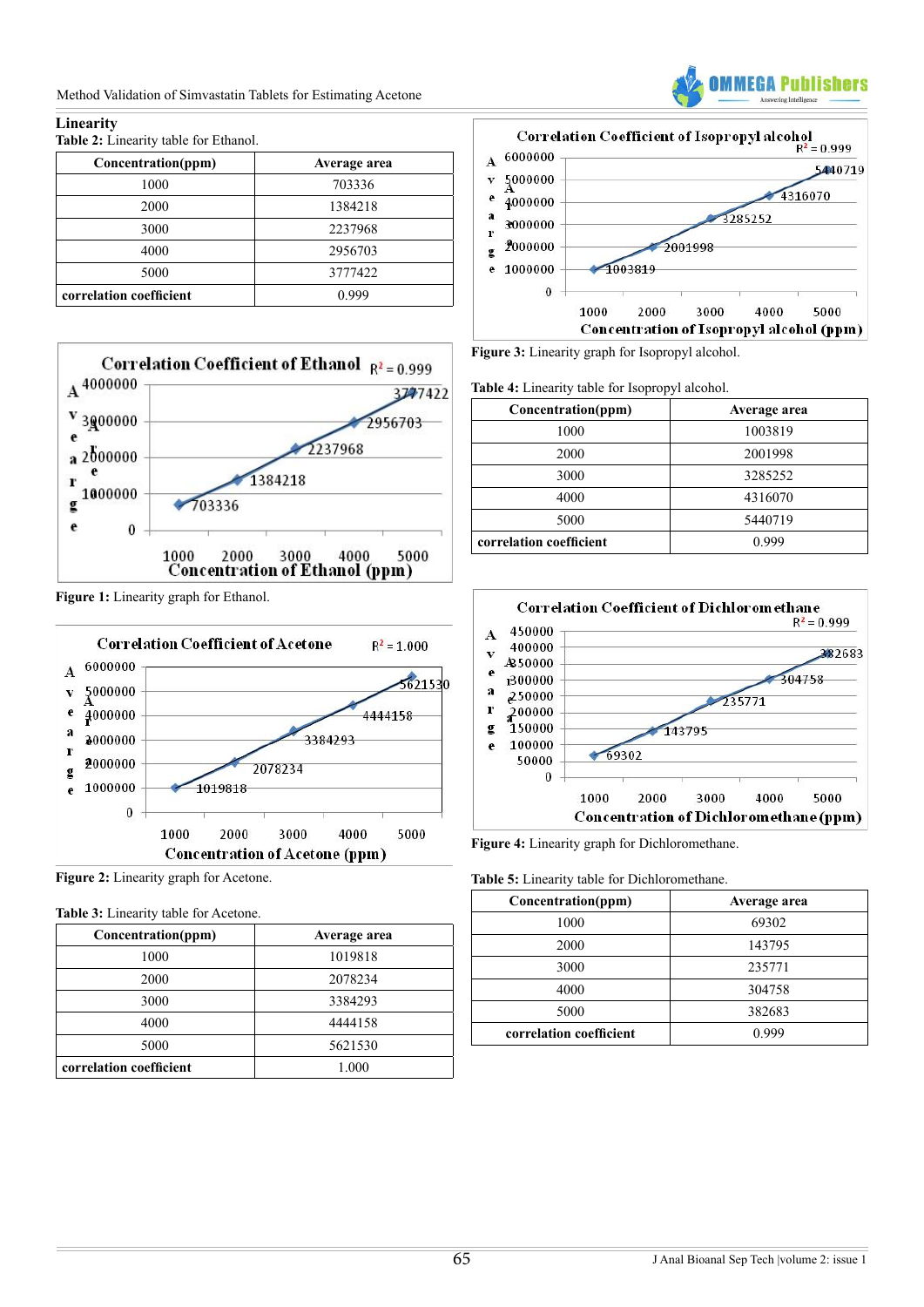## Linearity

Table 2: Linearity table for Ethanol.

| Concentration(ppm) | Average area |
|---|---|
| 1000 | 703336 |
| 2000 | 1384218 |
| 3000 | 2237968 |
| 4000 | 2956703 |
| 5000 | 3777422 |
| correlation coefficient | 0.999 |

**Figure 1:** Linearity graph for Ethanol.

**Figure 2:** Linearity graph for Acetone.

Table 3: Linearity table for Acetone.

| Concentration(ppm) | Average area |
|---|---|
| 1000 | 1019818 |
| 2000 | 2078234 |
| 3000 | 3384293 |
| 4000 | 4444158 |
| 5000 | 5621530 |
| correlation coefficient | 1.000 |

**Figure 3:** Linearity graph for Isopropyl alcohol.

Table 4: Linearity table for Isopropyl alcohol.

| Concentration(ppm) | Average area |
|---|---|
| 1000 | 1003819 |
| 2000 | 2001998 |
| 3000 | 3285252 |
| 4000 | 4316070 |
| 5000 | 5440719 |
| correlation coefficient | 0.999 |

**Figure 4:** Linearity graph for Dichloromethane.

Table 5: Linearity table for Dichloromethane.

| Concentration(ppm) | Average area |
|---|---|
| 1000 | 69302 |
| 2000 | 143795 |
| 3000 | 235771 |
| 4000 | 304758 |
| 5000 | 382683 |
| correlation coefficient | 0.999 |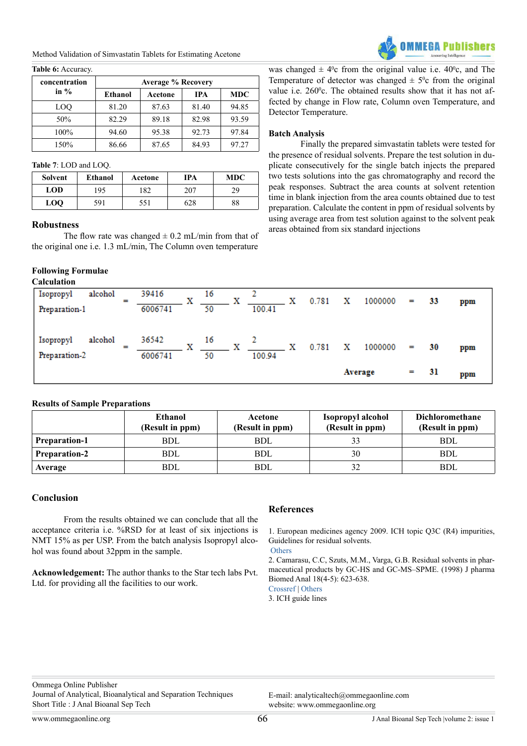**Table 6:** Accuracy.

| concentration in % | Average % Recovery | | | |
|---|---|---|---|---|
| | Ethanol | Acetone | IPA | MDC |
| LOQ | 81.20 | 87.63 | 81.40 | 94.85 |
| 50% | 82.29 | 89.18 | 82.98 | 93.59 |
| 100% | 94.60 | 95.38 | 92.73 | 97.84 |
| 150% | 86.66 | 87.65 | 84.93 | 97.27 |

**Table 7**: LOD and LOQ.

| Solvent | Ethanol | Acetone | IPA | MDC |
|---|---|---|---|---|
| **LOD** | 195 | 182 | 207 | 29 |
| **LOQ** | 591 | 551 | 628 | 88 |

## Robustness

The flow rate was changed ± 0.2 mL/min from that of the original one i.e. 1.3 mL/min, The Column oven temperature was changed ± 4$^0$c from the original value i.e. 40$^0$c, and The Temperature of detector was changed ± 5$^0$c from the original value i.e. 260$^0$c. The obtained results show that it has not affected by change in Flow rate, Column oven Temperature, and Detector Temperature.

## Batch Analysis

Finally the prepared simvastatin tablets were tested for the presence of residual solvents. Prepare the test solution in duplicate consecutively for the single batch injects the prepared two tests solutions into the gas chromatography and record the peak responses. Subtract the area counts at solvent retention time in blank injection from the area counts obtained due to test preparation. Calculate the content in ppm of residual solvents by using average area from test solution against to the solvent peak areas obtained from six standard injections

## Following Formulae

### Calculation

Isopropyl alcohol Preparation-1 $= \frac{39416}{6006741} \times \frac{16}{50} \times \frac{2}{100.41} \times 0.781 \times 1000000 = \mathbf{33}$ **ppm**

Isopropyl alcohol Preparation-2 $= \frac{36542}{6006741} \times \frac{16}{50} \times \frac{2}{100.94} \times 0.781 \times 1000000 = \mathbf{30}$ **ppm**

**Average = 31 ppm**

### Results of Sample Preparations

| | Ethanol (Result in ppm) | Acetone (Result in ppm) | Isopropyl alcohol (Result in ppm) | Dichloromethane (Result in ppm) |
|---|---|---|---|---|
| **Preparation-1** | BDL | BDL | 33 | BDL |
| **Preparation-2** | BDL | BDL | 30 | BDL |
| **Average** | BDL | BDL | 32 | BDL |

## Conclusion

From the results obtained we can conclude that all the acceptance criteria i.e. %RSD for at least of six injections is NMT 15% as per USP. From the batch analysis Isopropyl alcohol was found about 32ppm in the sample.

**Acknowledgement:** The author thanks to the Star tech labs Pvt. Ltd. for providing all the facilities to our work.

## References

1. European medicines agency 2009. ICH topic Q3C (R4) impurities, Guidelines for residual solvents.
Others
2. Camarasu, C.C, Szuts, M.M., Varga, G.B. Residual solvents in pharmaceutical products by GC-HS and GC-MS–SPME. (1998) J pharma Biomed Anal 18(4-5): 623-638.
Crossref | Others
3. ICH guide lines

Ommega Online Publisher
Journal of Analytical, Bioanalytical and Separation Techniques
Short Title : J Anal Bioanal Sep Tech

E-mail: analyticaltech@ommegaonline.com
website: www.ommegaonline.org